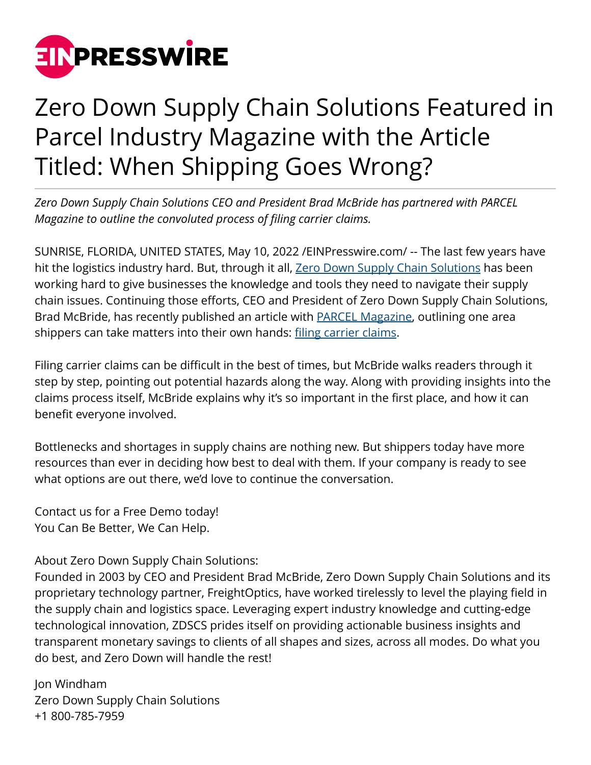# Zero Down Supply Chain Solutions Featured in Parcel Industry Magazine with the Article Titled: When Shipping Goes Wrong?

*Zero Down Supply Chain Solutions CEO and President Brad McBride has partnered with PARCEL Magazine to outline the convoluted process of filing carrier claims.*

SUNRISE, FLORIDA, UNITED STATES, May 10, 2022 /EINPresswire.com/ -- The last few years have hit the logistics industry hard. But, through it all, Zero Down Supply Chain Solutions has been working hard to give businesses the knowledge and tools they need to navigate their supply chain issues. Continuing those efforts, CEO and President of Zero Down Supply Chain Solutions, Brad McBride, has recently published an article with PARCEL Magazine, outlining one area shippers can take matters into their own hands: filing carrier claims.

Filing carrier claims can be difficult in the best of times, but McBride walks readers through it step by step, pointing out potential hazards along the way. Along with providing insights into the claims process itself, McBride explains why it's so important in the first place, and how it can benefit everyone involved.

Bottlenecks and shortages in supply chains are nothing new. But shippers today have more resources than ever in deciding how best to deal with them. If your company is ready to see what options are out there, we'd love to continue the conversation.

Contact us for a Free Demo today!
You Can Be Better, We Can Help.

About Zero Down Supply Chain Solutions:
Founded in 2003 by CEO and President Brad McBride, Zero Down Supply Chain Solutions and its proprietary technology partner, FreightOptics, have worked tirelessly to level the playing field in the supply chain and logistics space. Leveraging expert industry knowledge and cutting-edge technological innovation, ZDSCS prides itself on providing actionable business insights and transparent monetary savings to clients of all shapes and sizes, across all modes. Do what you do best, and Zero Down will handle the rest!

Jon Windham
Zero Down Supply Chain Solutions
+1 800-785-7959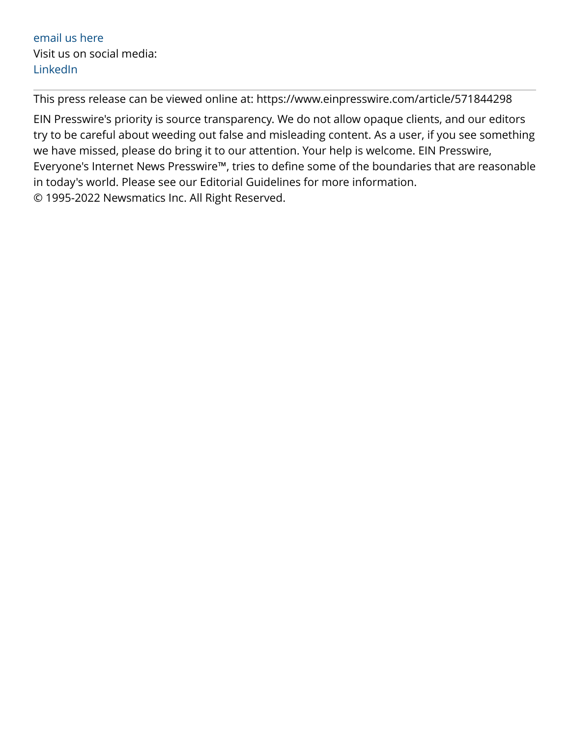email us here
Visit us on social media:
LinkedIn

---

This press release can be viewed online at: https://www.einpresswire.com/article/571844298

EIN Presswire's priority is source transparency. We do not allow opaque clients, and our editors try to be careful about weeding out false and misleading content. As a user, if you see something we have missed, please do bring it to our attention. Your help is welcome. EIN Presswire, Everyone's Internet News Presswire™, tries to define some of the boundaries that are reasonable in today's world. Please see our Editorial Guidelines for more information.
© 1995-2022 Newsmatics Inc. All Right Reserved.